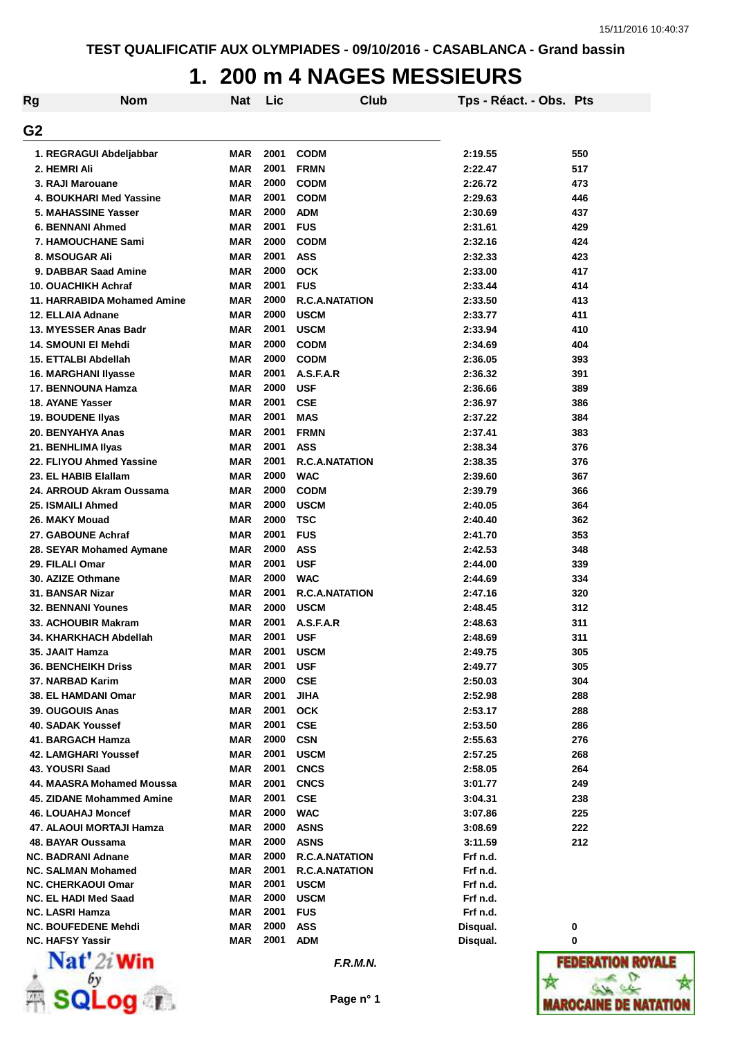**TEST QUALIFICATIF AUX OLYMPIADES - 09/10/2016 - CASABLANCA - Grand bassin**

# 1. 200 m 4 NAGES MESSIEURS

| Rg | Nom | Nat | Lic | Club | Tps - Réact. - Obs. | Pts |
|---|---|---|---|---|---|---|
| **G2** | | | | | | |
| 1. | REGRAGUI Abdeljabbar | MAR | 2001 | CODM | 2:19.55 | 550 |
| 2. | HEMRI Ali | MAR | 2001 | FRMN | 2:22.47 | 517 |
| 3. | RAJI Marouane | MAR | 2000 | CODM | 2:26.72 | 473 |
| 4. | BOUKHARI Med Yassine | MAR | 2001 | CODM | 2:29.63 | 446 |
| 5. | MAHASSINE Yasser | MAR | 2000 | ADM | 2:30.69 | 437 |
| 6. | BENNANI Ahmed | MAR | 2001 | FUS | 2:31.61 | 429 |
| 7. | HAMOUCHANE Sami | MAR | 2000 | CODM | 2:32.16 | 424 |
| 8. | MSOUGAR Ali | MAR | 2001 | ASS | 2:32.33 | 423 |
| 9. | DABBAR Saad Amine | MAR | 2000 | OCK | 2:33.00 | 417 |
| 10. | OUACHIKH Achraf | MAR | 2001 | FUS | 2:33.44 | 414 |
| 11. | HARRABIDA Mohamed Amine | MAR | 2000 | R.C.A.NATATION | 2:33.50 | 413 |
| 12. | ELLAIA Adnane | MAR | 2000 | USCM | 2:33.77 | 411 |
| 13. | MYESSER Anas Badr | MAR | 2001 | USCM | 2:33.94 | 410 |
| 14. | SMOUNI El Mehdi | MAR | 2000 | CODM | 2:34.69 | 404 |
| 15. | ETTALBI Abdellah | MAR | 2000 | CODM | 2:36.05 | 393 |
| 16. | MARGHANI Ilyasse | MAR | 2001 | A.S.F.A.R | 2:36.32 | 391 |
| 17. | BENNOUNA Hamza | MAR | 2000 | USF | 2:36.66 | 389 |
| 18. | AYANE Yasser | MAR | 2001 | CSE | 2:36.97 | 386 |
| 19. | BOUDENE Ilyas | MAR | 2001 | MAS | 2:37.22 | 384 |
| 20. | BENYAHYA Anas | MAR | 2001 | FRMN | 2:37.41 | 383 |
| 21. | BENHLIMA Ilyas | MAR | 2001 | ASS | 2:38.34 | 376 |
| 22. | FLIYOU Ahmed Yassine | MAR | 2001 | R.C.A.NATATION | 2:38.35 | 376 |
| 23. | EL HABIB Elallam | MAR | 2000 | WAC | 2:39.60 | 367 |
| 24. | ARROUD Akram Oussama | MAR | 2000 | CODM | 2:39.79 | 366 |
| 25. | ISMAILI Ahmed | MAR | 2000 | USCM | 2:40.05 | 364 |
| 26. | MAKY Mouad | MAR | 2000 | TSC | 2:40.40 | 362 |
| 27. | GABOUNE Achraf | MAR | 2001 | FUS | 2:41.70 | 353 |
| 28. | SEYAR Mohamed Aymane | MAR | 2000 | ASS | 2:42.53 | 348 |
| 29. | FILALI Omar | MAR | 2001 | USF | 2:44.00 | 339 |
| 30. | AZIZE Othmane | MAR | 2000 | WAC | 2:44.69 | 334 |
| 31. | BANSAR Nizar | MAR | 2001 | R.C.A.NATATION | 2:47.16 | 320 |
| 32. | BENNANI Younes | MAR | 2000 | USCM | 2:48.45 | 312 |
| 33. | ACHOUBIR Makram | MAR | 2001 | A.S.F.A.R | 2:48.63 | 311 |
| 34. | KHARKHACH Abdellah | MAR | 2001 | USF | 2:48.69 | 311 |
| 35. | JAAIT Hamza | MAR | 2001 | USCM | 2:49.75 | 305 |
| 36. | BENCHEIKH Driss | MAR | 2001 | USF | 2:49.77 | 305 |
| 37. | NARBAD Karim | MAR | 2000 | CSE | 2:50.03 | 304 |
| 38. | EL HAMDANI Omar | MAR | 2001 | JIHA | 2:52.98 | 288 |
| 39. | OUGOUIS Anas | MAR | 2001 | OCK | 2:53.17 | 288 |
| 40. | SADAK Youssef | MAR | 2001 | CSE | 2:53.50 | 286 |
| 41. | BARGACH Hamza | MAR | 2000 | CSN | 2:55.63 | 276 |
| 42. | LAMGHARI Youssef | MAR | 2001 | USCM | 2:57.25 | 268 |
| 43. | YOUSRI Saad | MAR | 2001 | CNCS | 2:58.05 | 264 |
| 44. | MAASRA Mohamed Moussa | MAR | 2001 | CNCS | 3:01.77 | 249 |
| 45. | ZIDANE Mohammed Amine | MAR | 2001 | CSE | 3:04.31 | 238 |
| 46. | LOUAHAJ Moncef | MAR | 2000 | WAC | 3:07.86 | 225 |
| 47. | ALAOUI MORTAJI Hamza | MAR | 2000 | ASNS | 3:08.69 | 222 |
| 48. | BAYAR Oussama | MAR | 2000 | ASNS | 3:11.59 | 212 |
| NC. | BADRANI Adnane | MAR | 2000 | R.C.A.NATATION | Frf n.d. | |
| NC. | SALMAN Mohamed | MAR | 2001 | R.C.A.NATATION | Frf n.d. | |
| NC. | CHERKAOUI Omar | MAR | 2001 | USCM | Frf n.d. | |
| NC. | EL HADI Med Saad | MAR | 2000 | USCM | Frf n.d. | |
| NC. | LASRI Hamza | MAR | 2001 | FUS | Frf n.d. | |
| NC. | BOUFEDENE Mehdi | MAR | 2000 | ASS | Disqual. | 0 |
| NC. | HAFSY Yassir | MAR | 2001 | ADM | Disqual. | 0 |

*F.R.M.N.*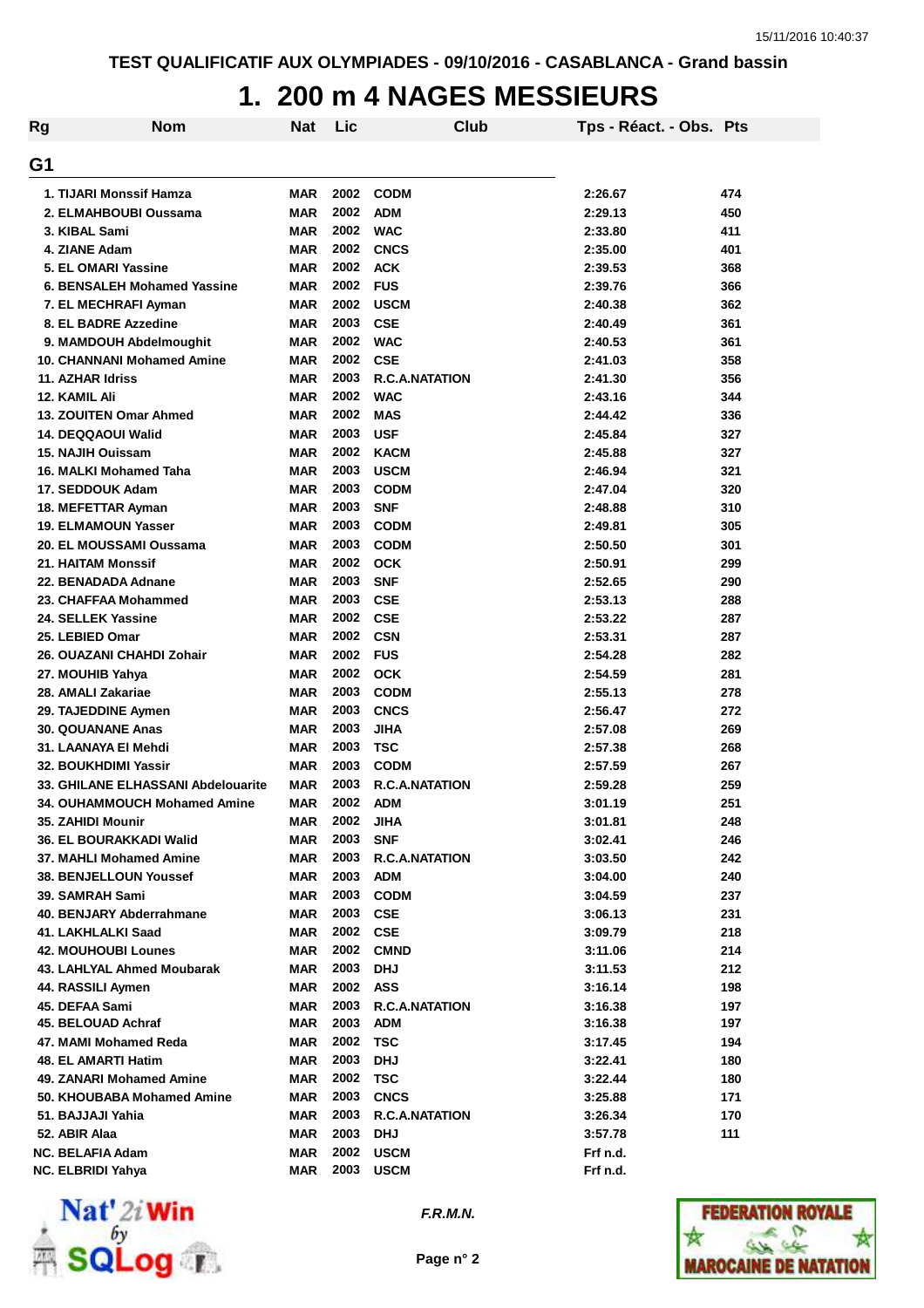TEST QUALIFICATIF AUX OLYMPIADES - 09/10/2016 - CASABLANCA - Grand bassin

# 1. 200 m 4 NAGES MESSIEURS

| Rg | Nom | Nat | Lic | Club | Tps - Réact. - Obs. | Pts |
|---|---|---|---|---|---|---|
| **G1** | | | | | | |
| 1. | TIJARI Monssif Hamza | MAR | 2002 | CODM | 2:26.67 | 474 |
| 2. | ELMAHBOUBI Oussama | MAR | 2002 | ADM | 2:29.13 | 450 |
| 3. | KIBAL Sami | MAR | 2002 | WAC | 2:33.80 | 411 |
| 4. | ZIANE Adam | MAR | 2002 | CNCS | 2:35.00 | 401 |
| 5. | EL OMARI Yassine | MAR | 2002 | ACK | 2:39.53 | 368 |
| 6. | BENSALEH Mohamed Yassine | MAR | 2002 | FUS | 2:39.76 | 366 |
| 7. | EL MECHRAFI Ayman | MAR | 2002 | USCM | 2:40.38 | 362 |
| 8. | EL BADRE Azzedine | MAR | 2003 | CSE | 2:40.49 | 361 |
| 9. | MAMDOUH Abdelmoughit | MAR | 2002 | WAC | 2:40.53 | 361 |
| 10. | CHANNANI Mohamed Amine | MAR | 2002 | CSE | 2:41.03 | 358 |
| 11. | AZHAR Idriss | MAR | 2003 | R.C.A.NATATION | 2:41.30 | 356 |
| 12. | KAMIL Ali | MAR | 2002 | WAC | 2:43.16 | 344 |
| 13. | ZOUITEN Omar Ahmed | MAR | 2002 | MAS | 2:44.42 | 336 |
| 14. | DEQQAOUI Walid | MAR | 2003 | USF | 2:45.84 | 327 |
| 15. | NAJIH Ouissam | MAR | 2002 | KACM | 2:45.88 | 327 |
| 16. | MALKI Mohamed Taha | MAR | 2003 | USCM | 2:46.94 | 321 |
| 17. | SEDDOUK Adam | MAR | 2003 | CODM | 2:47.04 | 320 |
| 18. | MEFETTAR Ayman | MAR | 2003 | SNF | 2:48.88 | 310 |
| 19. | ELMAMOUN Yasser | MAR | 2003 | CODM | 2:49.81 | 305 |
| 20. | EL MOUSSAMI Oussama | MAR | 2003 | CODM | 2:50.50 | 301 |
| 21. | HAITAM Monssif | MAR | 2002 | OCK | 2:50.91 | 299 |
| 22. | BENADADA Adnane | MAR | 2003 | SNF | 2:52.65 | 290 |
| 23. | CHAFFAA Mohammed | MAR | 2003 | CSE | 2:53.13 | 288 |
| 24. | SELLEK Yassine | MAR | 2002 | CSE | 2:53.22 | 287 |
| 25. | LEBIED Omar | MAR | 2002 | CSN | 2:53.31 | 287 |
| 26. | OUAZANI CHAHDI Zohair | MAR | 2002 | FUS | 2:54.28 | 282 |
| 27. | MOUHIB Yahya | MAR | 2002 | OCK | 2:54.59 | 281 |
| 28. | AMALI Zakariae | MAR | 2003 | CODM | 2:55.13 | 278 |
| 29. | TAJEDDINE Aymen | MAR | 2003 | CNCS | 2:56.47 | 272 |
| 30. | QOUANANE Anas | MAR | 2003 | JIHA | 2:57.08 | 269 |
| 31. | LAANAYA El Mehdi | MAR | 2003 | TSC | 2:57.38 | 268 |
| 32. | BOUKHDIMI Yassir | MAR | 2003 | CODM | 2:57.59 | 267 |
| 33. | GHILANE ELHASSANI Abdelouarite | MAR | 2003 | R.C.A.NATATION | 2:59.28 | 259 |
| 34. | OUHAMMOUCH Mohamed Amine | MAR | 2002 | ADM | 3:01.19 | 251 |
| 35. | ZAHIDI Mounir | MAR | 2002 | JIHA | 3:01.81 | 248 |
| 36. | EL BOURAKKADI Walid | MAR | 2003 | SNF | 3:02.41 | 246 |
| 37. | MAHLI Mohamed Amine | MAR | 2003 | R.C.A.NATATION | 3:03.50 | 242 |
| 38. | BENJELLOUN Youssef | MAR | 2003 | ADM | 3:04.00 | 240 |
| 39. | SAMRAH Sami | MAR | 2003 | CODM | 3:04.59 | 237 |
| 40. | BENJARY Abderrahmane | MAR | 2003 | CSE | 3:06.13 | 231 |
| 41. | LAKHLALKI Saad | MAR | 2002 | CSE | 3:09.79 | 218 |
| 42. | MOUHOUBI Lounes | MAR | 2002 | CMND | 3:11.06 | 214 |
| 43. | LAHLYAL Ahmed Moubarak | MAR | 2003 | DHJ | 3:11.53 | 212 |
| 44. | RASSILI Aymen | MAR | 2002 | ASS | 3:16.14 | 198 |
| 45. | DEFAA Sami | MAR | 2003 | R.C.A.NATATION | 3:16.38 | 197 |
| 45. | BELOUAD Achraf | MAR | 2003 | ADM | 3:16.38 | 197 |
| 47. | MAMI Mohamed Reda | MAR | 2002 | TSC | 3:17.45 | 194 |
| 48. | EL AMARTI Hatim | MAR | 2003 | DHJ | 3:22.41 | 180 |
| 49. | ZANARI Mohamed Amine | MAR | 2002 | TSC | 3:22.44 | 180 |
| 50. | KHOUBABA Mohamed Amine | MAR | 2003 | CNCS | 3:25.88 | 171 |
| 51. | BAJJAJI Yahia | MAR | 2003 | R.C.A.NATATION | 3:26.34 | 170 |
| 52. | ABIR Alaa | MAR | 2003 | DHJ | 3:57.78 | 111 |
| NC. | BELAFIA Adam | MAR | 2002 | USCM | Frf n.d. | |
| NC. | ELBRIDI Yahya | MAR | 2003 | USCM | Frf n.d. | |

*F.R.M.N.*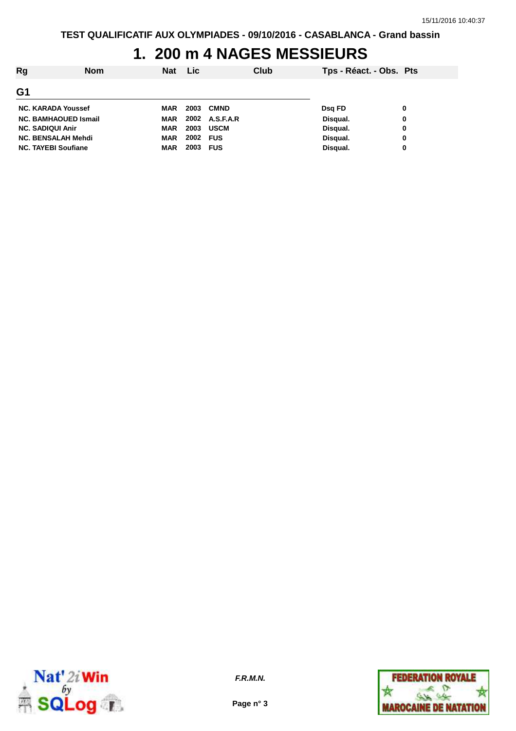# 1. 200 m 4 NAGES MESSIEURS

| Rg | Nom | Nat | Lic | Club | Tps - Réact. - Obs. | Pts |
|---|---|---|---|---|---|---|
| **G1** | | | | | | |
| NC. | KARADA Youssef | MAR | 2003 | CMND | Dsq FD | 0 |
| NC. | BAMHAOUED Ismail | MAR | 2002 | A.S.F.A.R | Disqual. | 0 |
| NC. | SADIQUI Anir | MAR | 2003 | USCM | Disqual. | 0 |
| NC. | BENSALAH Mehdi | MAR | 2002 | FUS | Disqual. | 0 |
| NC. | TAYEBI Soufiane | MAR | 2003 | FUS | Disqual. | 0 |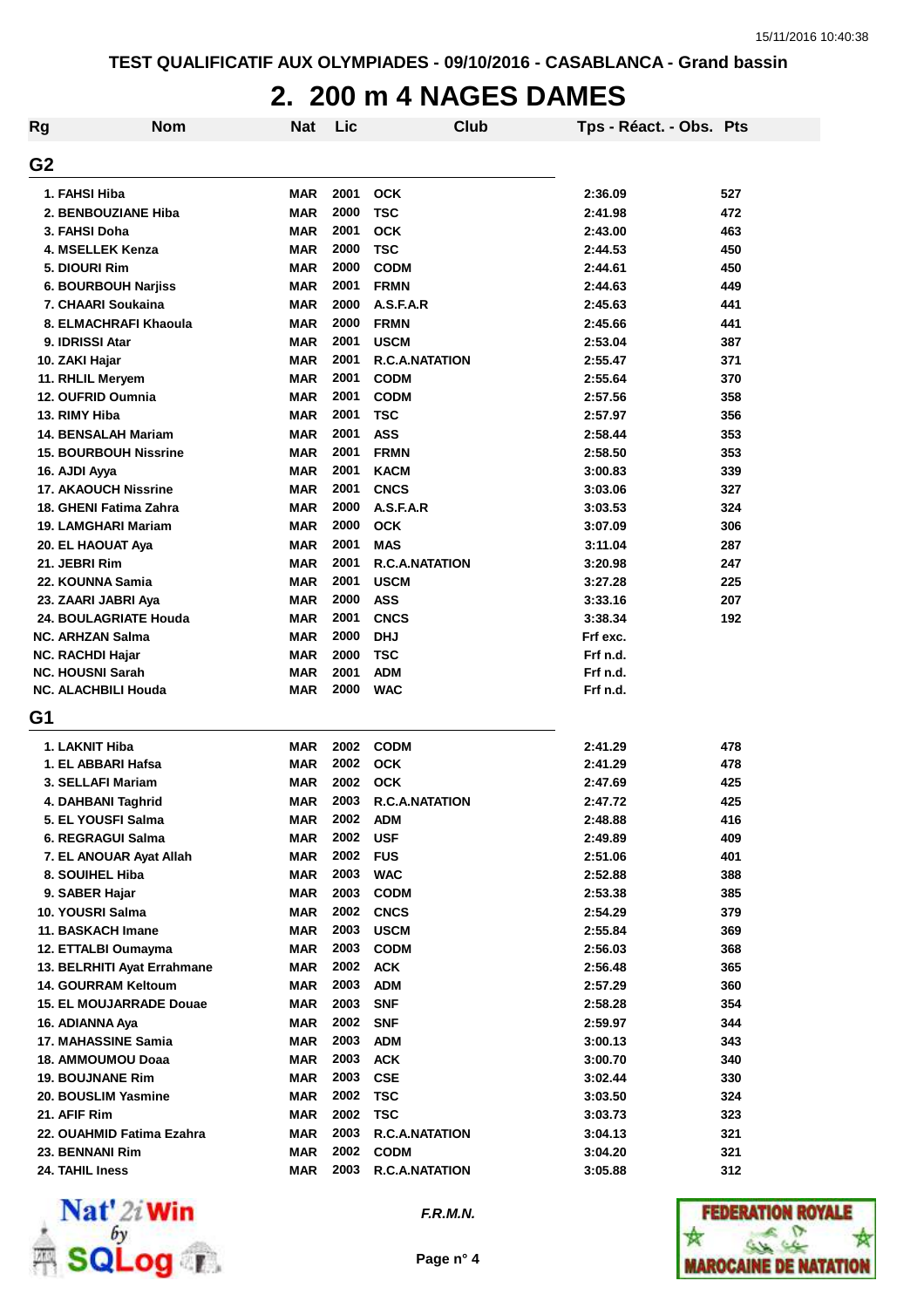TEST QUALIFICATIF AUX OLYMPIADES - 09/10/2016 - CASABLANCA - Grand bassin

# 2. 200 m 4 NAGES DAMES

| Rg | Nom | Nat | Lic | Club | Tps - Réact. - Obs. | Pts |
|---|---|---|---|---|---|---|
| **G2** | | | | | | |
| 1. | FAHSI Hiba | MAR | 2001 | OCK | 2:36.09 | 527 |
| 2. | BENBOUZIANE Hiba | MAR | 2000 | TSC | 2:41.98 | 472 |
| 3. | FAHSI Doha | MAR | 2001 | OCK | 2:43.00 | 463 |
| 4. | MSELLEK Kenza | MAR | 2000 | TSC | 2:44.53 | 450 |
| 5. | DIOURI Rim | MAR | 2000 | CODM | 2:44.61 | 450 |
| 6. | BOURBOUH Narjiss | MAR | 2001 | FRMN | 2:44.63 | 449 |
| 7. | CHAARI Soukaina | MAR | 2000 | A.S.F.A.R | 2:45.63 | 441 |
| 8. | ELMACHRAFI Khaoula | MAR | 2000 | FRMN | 2:45.66 | 441 |
| 9. | IDRISSI Atar | MAR | 2001 | USCM | 2:53.04 | 387 |
| 10. | ZAKI Hajar | MAR | 2001 | R.C.A.NATATION | 2:55.47 | 371 |
| 11. | RHLIL Meryem | MAR | 2001 | CODM | 2:55.64 | 370 |
| 12. | OUFRID Oumnia | MAR | 2001 | CODM | 2:57.56 | 358 |
| 13. | RIMY Hiba | MAR | 2001 | TSC | 2:57.97 | 356 |
| 14. | BENSALAH Mariam | MAR | 2001 | ASS | 2:58.44 | 353 |
| 15. | BOURBOUH Nissrine | MAR | 2001 | FRMN | 2:58.50 | 353 |
| 16. | AJDI Ayya | MAR | 2001 | KACM | 3:00.83 | 339 |
| 17. | AKAOUCH Nissrine | MAR | 2001 | CNCS | 3:03.06 | 327 |
| 18. | GHENI Fatima Zahra | MAR | 2000 | A.S.F.A.R | 3:03.53 | 324 |
| 19. | LAMGHARI Mariam | MAR | 2000 | OCK | 3:07.09 | 306 |
| 20. | EL HAOUAT Aya | MAR | 2001 | MAS | 3:11.04 | 287 |
| 21. | JEBRI Rim | MAR | 2001 | R.C.A.NATATION | 3:20.98 | 247 |
| 22. | KOUNNA Samia | MAR | 2001 | USCM | 3:27.28 | 225 |
| 23. | ZAARI JABRI Aya | MAR | 2000 | ASS | 3:33.16 | 207 |
| 24. | BOULAGRIATE Houda | MAR | 2001 | CNCS | 3:38.34 | 192 |
| NC. | ARHZAN Salma | MAR | 2000 | DHJ | Frf exc. | |
| NC. | RACHDI Hajar | MAR | 2000 | TSC | Frf n.d. | |
| NC. | HOUSNI Sarah | MAR | 2001 | ADM | Frf n.d. | |
| NC. | ALACHBILI Houda | MAR | 2000 | WAC | Frf n.d. | |
| **G1** | | | | | | |
| 1. | LAKNIT Hiba | MAR | 2002 | CODM | 2:41.29 | 478 |
| 1. | EL ABBARI Hafsa | MAR | 2002 | OCK | 2:41.29 | 478 |
| 3. | SELLAFI Mariam | MAR | 2002 | OCK | 2:47.69 | 425 |
| 4. | DAHBANI Taghrid | MAR | 2003 | R.C.A.NATATION | 2:47.72 | 425 |
| 5. | EL YOUSFI Salma | MAR | 2002 | ADM | 2:48.88 | 416 |
| 6. | REGRAGUI Salma | MAR | 2002 | USF | 2:49.89 | 409 |
| 7. | EL ANOUAR Ayat Allah | MAR | 2002 | FUS | 2:51.06 | 401 |
| 8. | SOUIHEL Hiba | MAR | 2003 | WAC | 2:52.88 | 388 |
| 9. | SABER Hajar | MAR | 2003 | CODM | 2:53.38 | 385 |
| 10. | YOUSRI Salma | MAR | 2002 | CNCS | 2:54.29 | 379 |
| 11. | BASKACH Imane | MAR | 2003 | USCM | 2:55.84 | 369 |
| 12. | ETTALBI Oumayma | MAR | 2003 | CODM | 2:56.03 | 368 |
| 13. | BELRHITI Ayat Errahmane | MAR | 2002 | ACK | 2:56.48 | 365 |
| 14. | GOURRAM Keltoum | MAR | 2003 | ADM | 2:57.29 | 360 |
| 15. | EL MOUJARRADE Douae | MAR | 2003 | SNF | 2:58.28 | 354 |
| 16. | ADIANNA Aya | MAR | 2002 | SNF | 2:59.97 | 344 |
| 17. | MAHASSINE Samia | MAR | 2003 | ADM | 3:00.13 | 343 |
| 18. | AMMOUMOU Doaa | MAR | 2003 | ACK | 3:00.70 | 340 |
| 19. | BOUJNANE Rim | MAR | 2003 | CSE | 3:02.44 | 330 |
| 20. | BOUSLIM Yasmine | MAR | 2002 | TSC | 3:03.50 | 324 |
| 21. | AFIF Rim | MAR | 2002 | TSC | 3:03.73 | 323 |
| 22. | OUAHMID Fatima Ezahra | MAR | 2003 | R.C.A.NATATION | 3:04.13 | 321 |
| 23. | BENNANI Rim | MAR | 2002 | CODM | 3:04.20 | 321 |
| 24. | TAHIL Iness | MAR | 2003 | R.C.A.NATATION | 3:05.88 | 312 |

*F.R.M.N.*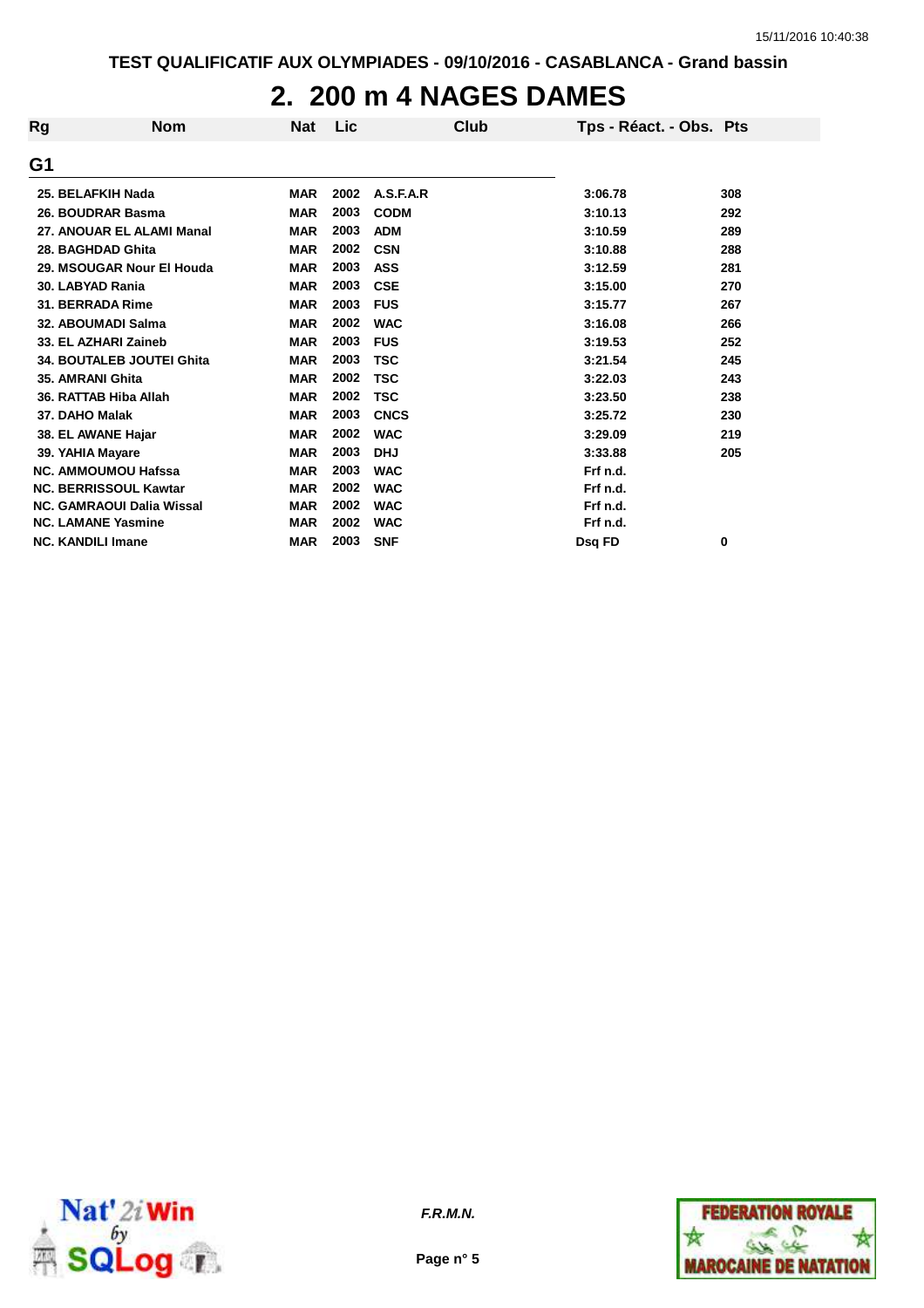TEST QUALIFICATIF AUX OLYMPIADES - 09/10/2016 - CASABLANCA - Grand bassin

# 2. 200 m 4 NAGES DAMES

| Rg | Nom | Nat | Lic | Club | Tps - Réact. - Obs. | Pts |
|---|---|---|---|---|---|---|
| **G1** | | | | | | |
| 25. | BELAFKIH Nada | MAR | 2002 | A.S.F.A.R | 3:06.78 | 308 |
| 26. | BOUDRAR Basma | MAR | 2003 | CODM | 3:10.13 | 292 |
| 27. | ANOUAR EL ALAMI Manal | MAR | 2003 | ADM | 3:10.59 | 289 |
| 28. | BAGHDAD Ghita | MAR | 2002 | CSN | 3:10.88 | 288 |
| 29. | MSOUGAR Nour El Houda | MAR | 2003 | ASS | 3:12.59 | 281 |
| 30. | LABYAD Rania | MAR | 2003 | CSE | 3:15.00 | 270 |
| 31. | BERRADA Rime | MAR | 2003 | FUS | 3:15.77 | 267 |
| 32. | ABOUMADI Salma | MAR | 2002 | WAC | 3:16.08 | 266 |
| 33. | EL AZHARI Zaineb | MAR | 2003 | FUS | 3:19.53 | 252 |
| 34. | BOUTALEB JOUTEI Ghita | MAR | 2003 | TSC | 3:21.54 | 245 |
| 35. | AMRANI Ghita | MAR | 2002 | TSC | 3:22.03 | 243 |
| 36. | RATTAB Hiba Allah | MAR | 2002 | TSC | 3:23.50 | 238 |
| 37. | DAHO Malak | MAR | 2003 | CNCS | 3:25.72 | 230 |
| 38. | EL AWANE Hajar | MAR | 2002 | WAC | 3:29.09 | 219 |
| 39. | YAHIA Mayare | MAR | 2003 | DHJ | 3:33.88 | 205 |
| NC. | AMMOUMOU Hafssa | MAR | 2003 | WAC | Frf n.d. | |
| NC. | BERRISSOUL Kawtar | MAR | 2002 | WAC | Frf n.d. | |
| NC. | GAMRAOUI Dalia Wissal | MAR | 2002 | WAC | Frf n.d. | |
| NC. | LAMANE Yasmine | MAR | 2002 | WAC | Frf n.d. | |
| NC. | KANDILI Imane | MAR | 2003 | SNF | Dsq FD | 0 |

*F.R.M.N.*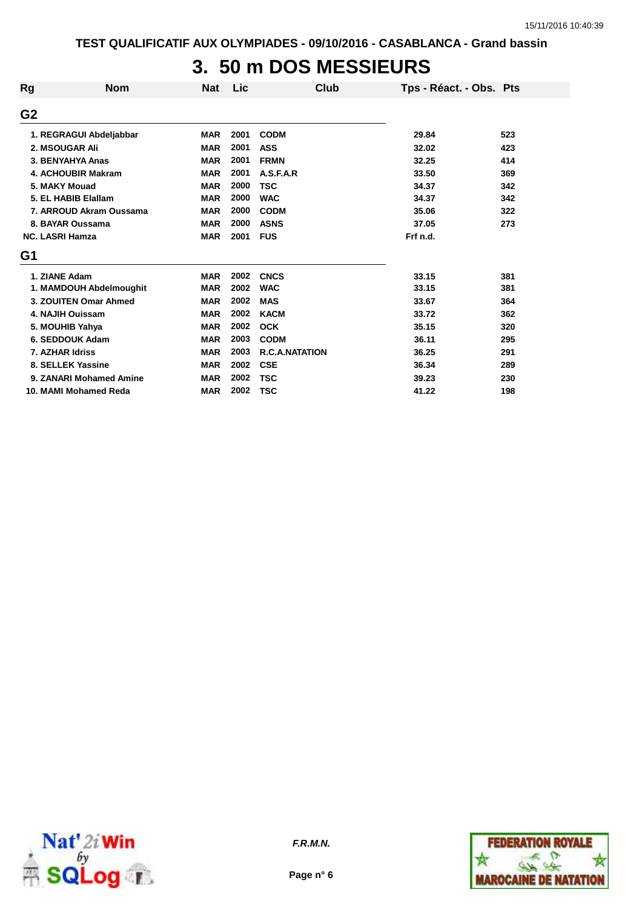TEST QUALIFICATIF AUX OLYMPIADES - 09/10/2016 - CASABLANCA - Grand bassin

# 3. 50 m DOS MESSIEURS

| Rg | Nom | Nat | Lic | Club | Tps - Réact. - Obs. | Pts |
|---|---|---|---|---|---|---|
| **G2** | | | | | | |
| 1. | REGRAGUI Abdeljabbar | MAR | 2001 | CODM | 29.84 | 523 |
| 2. | MSOUGAR Ali | MAR | 2001 | ASS | 32.02 | 423 |
| 3. | BENYAHYA Anas | MAR | 2001 | FRMN | 32.25 | 414 |
| 4. | ACHOUBIR Makram | MAR | 2001 | A.S.F.A.R | 33.50 | 369 |
| 5. | MAKY Mouad | MAR | 2000 | TSC | 34.37 | 342 |
| 5. | EL HABIB Elallam | MAR | 2000 | WAC | 34.37 | 342 |
| 7. | ARROUD Akram Oussama | MAR | 2000 | CODM | 35.06 | 322 |
| 8. | BAYAR Oussama | MAR | 2000 | ASNS | 37.05 | 273 |
| NC. | LASRI Hamza | MAR | 2001 | FUS | Frf n.d. | |
| **G1** | | | | | | |
| 1. | ZIANE Adam | MAR | 2002 | CNCS | 33.15 | 381 |
| 1. | MAMDOUH Abdelmoughit | MAR | 2002 | WAC | 33.15 | 381 |
| 3. | ZOUITEN Omar Ahmed | MAR | 2002 | MAS | 33.67 | 364 |
| 4. | NAJIH Ouissam | MAR | 2002 | KACM | 33.72 | 362 |
| 5. | MOUHIB Yahya | MAR | 2002 | OCK | 35.15 | 320 |
| 6. | SEDDOUK Adam | MAR | 2003 | CODM | 36.11 | 295 |
| 7. | AZHAR Idriss | MAR | 2003 | R.C.A.NATATION | 36.25 | 291 |
| 8. | SELLEK Yassine | MAR | 2002 | CSE | 36.34 | 289 |
| 9. | ZANARI Mohamed Amine | MAR | 2002 | TSC | 39.23 | 230 |
| 10. | MAMI Mohamed Reda | MAR | 2002 | TSC | 41.22 | 198 |

*F.R.M.N.*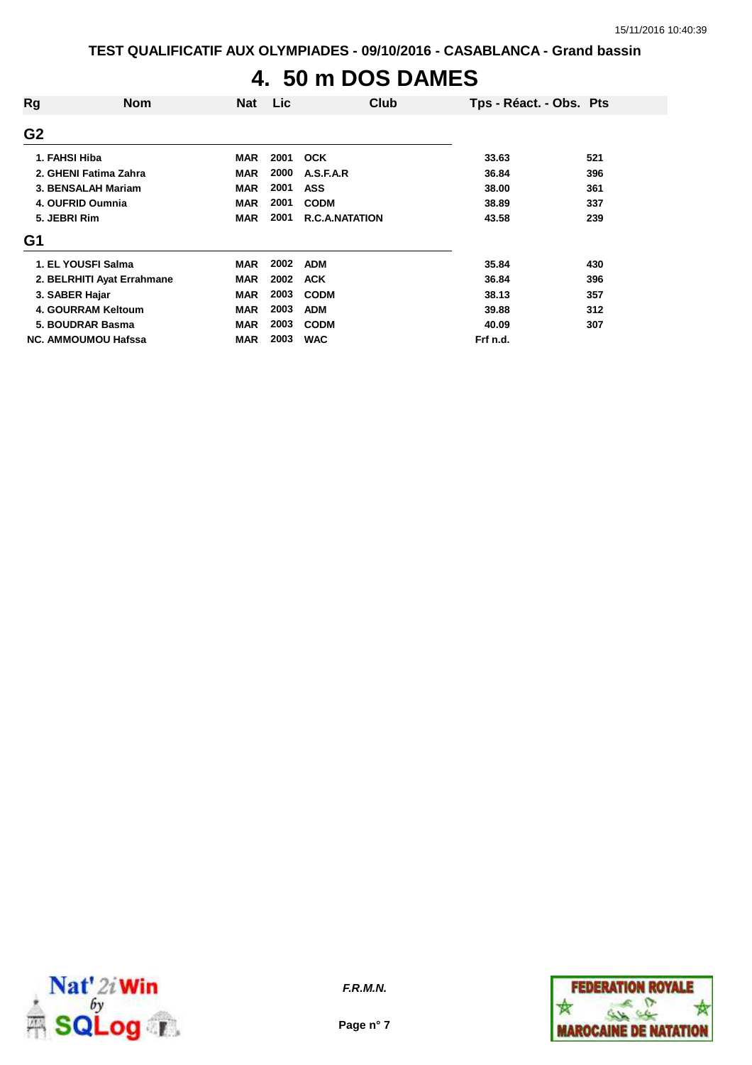TEST QUALIFICATIF AUX OLYMPIADES - 09/10/2016 - CASABLANCA - Grand bassin

# 4. 50 m DOS DAMES

| Rg | Nom | Nat | Lic | Club | Tps - Réact. - Obs. | Pts |
|---|---|---|---|---|---|---|
| **G2** | | | | | | |
| 1. | FAHSI Hiba | MAR | 2001 | OCK | 33.63 | 521 |
| 2. | GHENI Fatima Zahra | MAR | 2000 | A.S.F.A.R | 36.84 | 396 |
| 3. | BENSALAH Mariam | MAR | 2001 | ASS | 38.00 | 361 |
| 4. | OUFRID Oumnia | MAR | 2001 | CODM | 38.89 | 337 |
| 5. | JEBRI Rim | MAR | 2001 | R.C.A.NATATION | 43.58 | 239 |
| **G1** | | | | | | |
| 1. | EL YOUSFI Salma | MAR | 2002 | ADM | 35.84 | 430 |
| 2. | BELRHITI Ayat Errahmane | MAR | 2002 | ACK | 36.84 | 396 |
| 3. | SABER Hajar | MAR | 2003 | CODM | 38.13 | 357 |
| 4. | GOURRAM Keltoum | MAR | 2003 | ADM | 39.88 | 312 |
| 5. | BOUDRAR Basma | MAR | 2003 | CODM | 40.09 | 307 |
| NC. | AMMOUMOU Hafssa | MAR | 2003 | WAC | Frf n.d. | |

*F.R.M.N.*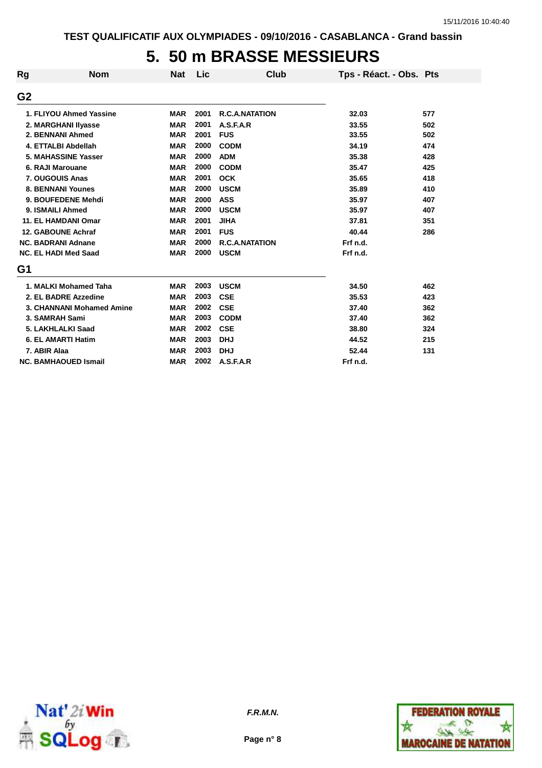TEST QUALIFICATIF AUX OLYMPIADES - 09/10/2016 - CASABLANCA - Grand bassin

# 5. 50 m BRASSE MESSIEURS

| Rg | Nom | Nat | Lic | Club | Tps - Réact. - Obs. | Pts |
|---|---|---|---|---|---|---|
| **G2** | | | | | | |
| 1. | FLIYOU Ahmed Yassine | MAR | 2001 | R.C.A.NATATION | 32.03 | 577 |
| 2. | MARGHANI Ilyasse | MAR | 2001 | A.S.F.A.R | 33.55 | 502 |
| 2. | BENNANI Ahmed | MAR | 2001 | FUS | 33.55 | 502 |
| 4. | ETTALBI Abdellah | MAR | 2000 | CODM | 34.19 | 474 |
| 5. | MAHASSINE Yasser | MAR | 2000 | ADM | 35.38 | 428 |
| 6. | RAJI Marouane | MAR | 2000 | CODM | 35.47 | 425 |
| 7. | OUGOUIS Anas | MAR | 2001 | OCK | 35.65 | 418 |
| 8. | BENNANI Younes | MAR | 2000 | USCM | 35.89 | 410 |
| 9. | BOUFEDENE Mehdi | MAR | 2000 | ASS | 35.97 | 407 |
| 9. | ISMAILI Ahmed | MAR | 2000 | USCM | 35.97 | 407 |
| 11. | EL HAMDANI Omar | MAR | 2001 | JIHA | 37.81 | 351 |
| 12. | GABOUNE Achraf | MAR | 2001 | FUS | 40.44 | 286 |
| NC. | BADRANI Adnane | MAR | 2000 | R.C.A.NATATION | Frf n.d. | |
| NC. | EL HADI Med Saad | MAR | 2000 | USCM | Frf n.d. | |
| **G1** | | | | | | |
| 1. | MALKI Mohamed Taha | MAR | 2003 | USCM | 34.50 | 462 |
| 2. | EL BADRE Azzedine | MAR | 2003 | CSE | 35.53 | 423 |
| 3. | CHANNANI Mohamed Amine | MAR | 2002 | CSE | 37.40 | 362 |
| 3. | SAMRAH Sami | MAR | 2003 | CODM | 37.40 | 362 |
| 5. | LAKHLALKI Saad | MAR | 2002 | CSE | 38.80 | 324 |
| 6. | EL AMARTI Hatim | MAR | 2003 | DHJ | 44.52 | 215 |
| 7. | ABIR Alaa | MAR | 2003 | DHJ | 52.44 | 131 |
| NC. | BAMHAOUED Ismail | MAR | 2002 | A.S.F.A.R | Frf n.d. | |

*F.R.M.N.*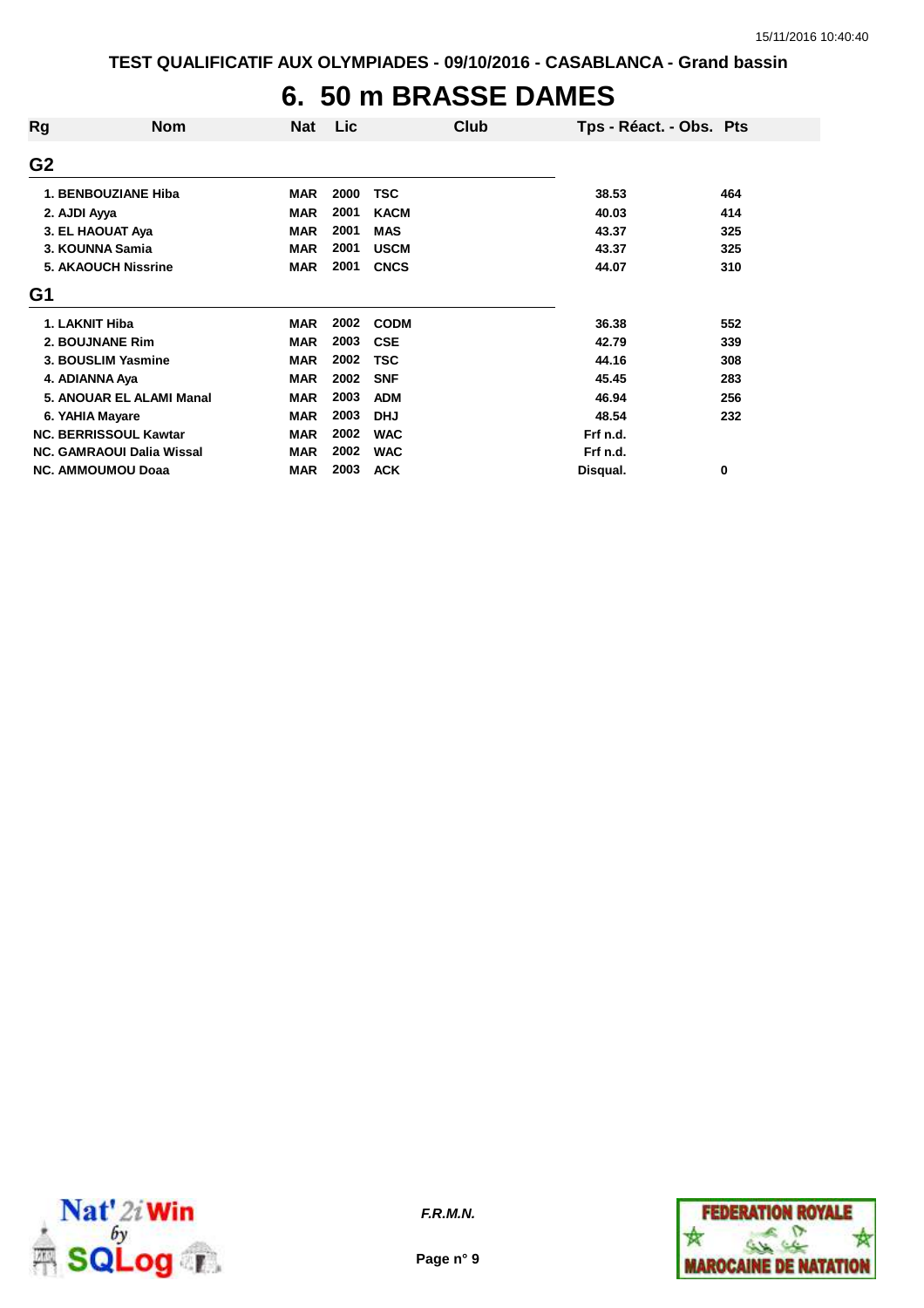TEST QUALIFICATIF AUX OLYMPIADES - 09/10/2016 - CASABLANCA - Grand bassin

# 6. 50 m BRASSE DAMES

| Rg | Nom | Nat | Lic | Club | Tps - Réact. - Obs. | Pts |
|---|---|---|---|---|---|---|
| **G2** | | | | | | |
| 1. | BENBOUZIANE Hiba | MAR | 2000 | TSC | 38.53 | 464 |
| 2. | AJDI Ayya | MAR | 2001 | KACM | 40.03 | 414 |
| 3. | EL HAOUAT Aya | MAR | 2001 | MAS | 43.37 | 325 |
| 3. | KOUNNA Samia | MAR | 2001 | USCM | 43.37 | 325 |
| 5. | AKAOUCH Nissrine | MAR | 2001 | CNCS | 44.07 | 310 |
| **G1** | | | | | | |
| 1. | LAKNIT Hiba | MAR | 2002 | CODM | 36.38 | 552 |
| 2. | BOUJNANE Rim | MAR | 2003 | CSE | 42.79 | 339 |
| 3. | BOUSLIM Yasmine | MAR | 2002 | TSC | 44.16 | 308 |
| 4. | ADIANNA Aya | MAR | 2002 | SNF | 45.45 | 283 |
| 5. | ANOUAR EL ALAMI Manal | MAR | 2003 | ADM | 46.94 | 256 |
| 6. | YAHIA Mayare | MAR | 2003 | DHJ | 48.54 | 232 |
| NC. | BERRISSOUL Kawtar | MAR | 2002 | WAC | Frf n.d. | |
| NC. | GAMRAOUI Dalia Wissal | MAR | 2002 | WAC | Frf n.d. | |
| NC. | AMMOUMOU Doaa | MAR | 2003 | ACK | Disqual. | 0 |

*F.R.M.N.*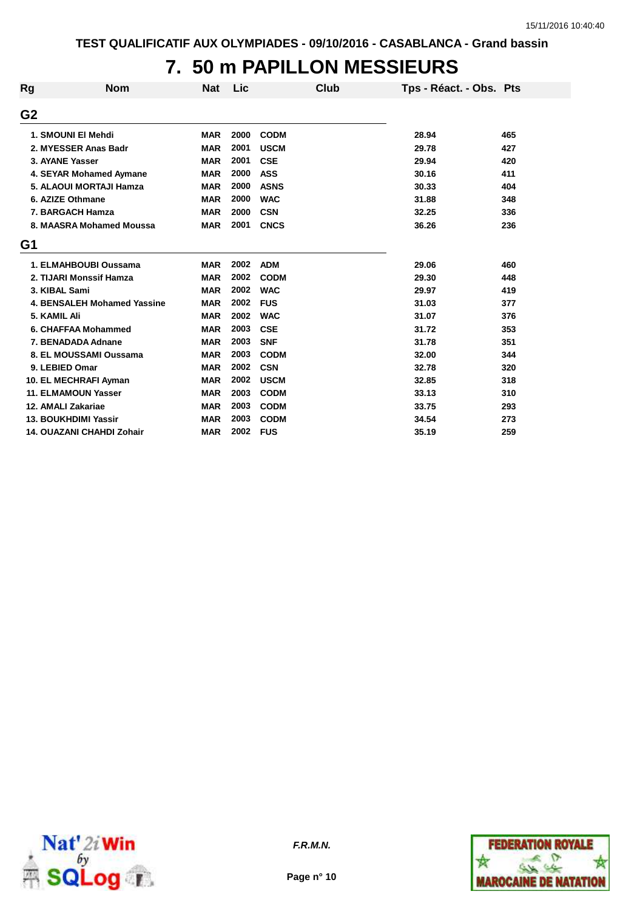TEST QUALIFICATIF AUX OLYMPIADES - 09/10/2016 - CASABLANCA - Grand bassin

# 7. 50 m PAPILLON MESSIEURS

| Rg | Nom | Nat | Lic | Club | Tps - Réact. - Obs. | Pts |
|---|---|---|---|---|---|---|
| **G2** | | | | | | |
| 1. | SMOUNI El Mehdi | MAR | 2000 | CODM | 28.94 | 465 |
| 2. | MYESSER Anas Badr | MAR | 2001 | USCM | 29.78 | 427 |
| 3. | AYANE Yasser | MAR | 2001 | CSE | 29.94 | 420 |
| 4. | SEYAR Mohamed Aymane | MAR | 2000 | ASS | 30.16 | 411 |
| 5. | ALAOUI MORTAJI Hamza | MAR | 2000 | ASNS | 30.33 | 404 |
| 6. | AZIZE Othmane | MAR | 2000 | WAC | 31.88 | 348 |
| 7. | BARGACH Hamza | MAR | 2000 | CSN | 32.25 | 336 |
| 8. | MAASRA Mohamed Moussa | MAR | 2001 | CNCS | 36.26 | 236 |
| **G1** | | | | | | |
| 1. | ELMAHBOUBI Oussama | MAR | 2002 | ADM | 29.06 | 460 |
| 2. | TIJARI Monssif Hamza | MAR | 2002 | CODM | 29.30 | 448 |
| 3. | KIBAL Sami | MAR | 2002 | WAC | 29.97 | 419 |
| 4. | BENSALEH Mohamed Yassine | MAR | 2002 | FUS | 31.03 | 377 |
| 5. | KAMIL Ali | MAR | 2002 | WAC | 31.07 | 376 |
| 6. | CHAFFAA Mohammed | MAR | 2003 | CSE | 31.72 | 353 |
| 7. | BENADADA Adnane | MAR | 2003 | SNF | 31.78 | 351 |
| 8. | EL MOUSSAMI Oussama | MAR | 2003 | CODM | 32.00 | 344 |
| 9. | LEBIED Omar | MAR | 2002 | CSN | 32.78 | 320 |
| 10. | EL MECHRAFI Ayman | MAR | 2002 | USCM | 32.85 | 318 |
| 11. | ELMAMOUN Yasser | MAR | 2003 | CODM | 33.13 | 310 |
| 12. | AMALI Zakariae | MAR | 2003 | CODM | 33.75 | 293 |
| 13. | BOUKHDIMI Yassir | MAR | 2003 | CODM | 34.54 | 273 |
| 14. | OUAZANI CHAHDI Zohair | MAR | 2002 | FUS | 35.19 | 259 |

*F.R.M.N.*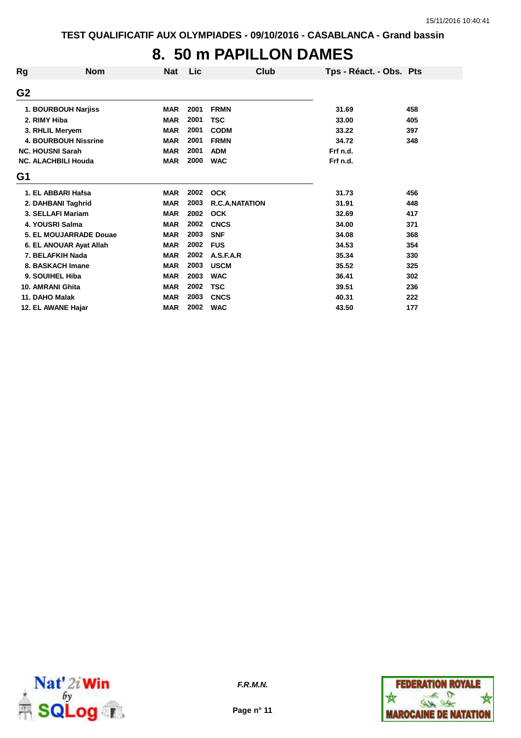TEST QUALIFICATIF AUX OLYMPIADES - 09/10/2016 - CASABLANCA - Grand bassin

# 8. 50 m PAPILLON DAMES

| Rg | Nom | Nat | Lic | Club | Tps - Réact. - Obs. | Pts |
|---|---|---|---|---|---|---|
| **G2** | | | | | | |
| 1. | BOURBOUH Narjiss | MAR | 2001 | FRMN | 31.69 | 458 |
| 2. | RIMY Hiba | MAR | 2001 | TSC | 33.00 | 405 |
| 3. | RHLIL Meryem | MAR | 2001 | CODM | 33.22 | 397 |
| 4. | BOURBOUH Nissrine | MAR | 2001 | FRMN | 34.72 | 348 |
| NC. | HOUSNI Sarah | MAR | 2001 | ADM | Frf n.d. | |
| NC. | ALACHBILI Houda | MAR | 2000 | WAC | Frf n.d. | |
| **G1** | | | | | | |
| 1. | EL ABBARI Hafsa | MAR | 2002 | OCK | 31.73 | 456 |
| 2. | DAHBANI Taghrid | MAR | 2003 | R.C.A.NATATION | 31.91 | 448 |
| 3. | SELLAFI Mariam | MAR | 2002 | OCK | 32.69 | 417 |
| 4. | YOUSRI Salma | MAR | 2002 | CNCS | 34.00 | 371 |
| 5. | EL MOUJARRADE Douae | MAR | 2003 | SNF | 34.08 | 368 |
| 6. | EL ANOUAR Ayat Allah | MAR | 2002 | FUS | 34.53 | 354 |
| 7. | BELAFKIH Nada | MAR | 2002 | A.S.F.A.R | 35.34 | 330 |
| 8. | BASKACH Imane | MAR | 2003 | USCM | 35.52 | 325 |
| 9. | SOUIHEL Hiba | MAR | 2003 | WAC | 36.41 | 302 |
| 10. | AMRANI Ghita | MAR | 2002 | TSC | 39.51 | 236 |
| 11. | DAHO Malak | MAR | 2003 | CNCS | 40.31 | 222 |
| 12. | EL AWANE Hajar | MAR | 2002 | WAC | 43.50 | 177 |

*F.R.M.N.*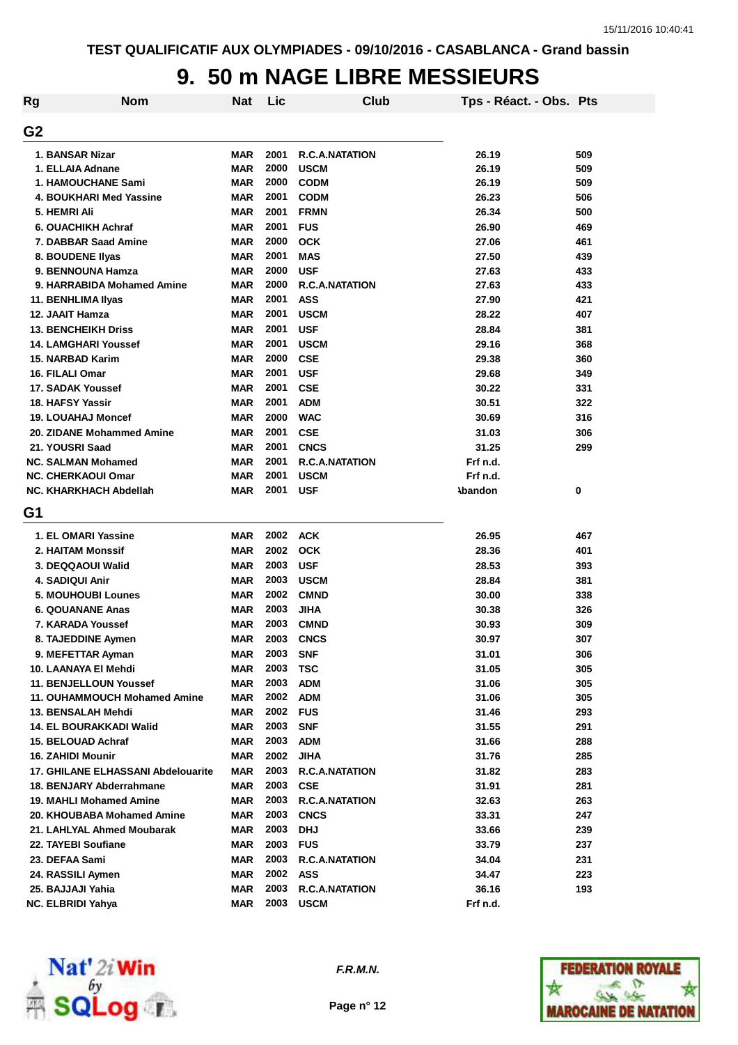TEST QUALIFICATIF AUX OLYMPIADES - 09/10/2016 - CASABLANCA - Grand bassin

# 9. 50 m NAGE LIBRE MESSIEURS

| Rg | Nom | Nat | Lic | Club | Tps - Réact. - Obs. | Pts |
|---|---|---|---|---|---|---|
| **G2** | | | | | | |
| 1. | BANSAR Nizar | MAR | 2001 | R.C.A.NATATION | 26.19 | 509 |
| 1. | ELLAIA Adnane | MAR | 2000 | USCM | 26.19 | 509 |
| 1. | HAMOUCHANE Sami | MAR | 2000 | CODM | 26.19 | 509 |
| 4. | BOUKHARI Med Yassine | MAR | 2001 | CODM | 26.23 | 506 |
| 5. | HEMRI Ali | MAR | 2001 | FRMN | 26.34 | 500 |
| 6. | OUACHIKH Achraf | MAR | 2001 | FUS | 26.90 | 469 |
| 7. | DABBAR Saad Amine | MAR | 2000 | OCK | 27.06 | 461 |
| 8. | BOUDENE Ilyas | MAR | 2001 | MAS | 27.50 | 439 |
| 9. | BENNOUNA Hamza | MAR | 2000 | USF | 27.63 | 433 |
| 9. | HARRABIDA Mohamed Amine | MAR | 2000 | R.C.A.NATATION | 27.63 | 433 |
| 11. | BENHLIMA Ilyas | MAR | 2001 | ASS | 27.90 | 421 |
| 12. | JAAIT Hamza | MAR | 2001 | USCM | 28.22 | 407 |
| 13. | BENCHEIKH Driss | MAR | 2001 | USF | 28.84 | 381 |
| 14. | LAMGHARI Youssef | MAR | 2001 | USCM | 29.16 | 368 |
| 15. | NARBAD Karim | MAR | 2000 | CSE | 29.38 | 360 |
| 16. | FILALI Omar | MAR | 2001 | USF | 29.68 | 349 |
| 17. | SADAK Youssef | MAR | 2001 | CSE | 30.22 | 331 |
| 18. | HAFSY Yassir | MAR | 2001 | ADM | 30.51 | 322 |
| 19. | LOUAHAJ Moncef | MAR | 2000 | WAC | 30.69 | 316 |
| 20. | ZIDANE Mohammed Amine | MAR | 2001 | CSE | 31.03 | 306 |
| 21. | YOUSRI Saad | MAR | 2001 | CNCS | 31.25 | 299 |
| NC. | SALMAN Mohamed | MAR | 2001 | R.C.A.NATATION | Frf n.d. | |
| NC. | CHERKAOUI Omar | MAR | 2001 | USCM | Frf n.d. | |
| NC. | KHARKHACH Abdellah | MAR | 2001 | USF | Abandon | 0 |
| **G1** | | | | | | |
| 1. | EL OMARI Yassine | MAR | 2002 | ACK | 26.95 | 467 |
| 2. | HAITAM Monssif | MAR | 2002 | OCK | 28.36 | 401 |
| 3. | DEQQAOUI Walid | MAR | 2003 | USF | 28.53 | 393 |
| 4. | SADIQUI Anir | MAR | 2003 | USCM | 28.84 | 381 |
| 5. | MOUHOUBI Lounes | MAR | 2002 | CMND | 30.00 | 338 |
| 6. | QOUANANE Anas | MAR | 2003 | JIHA | 30.38 | 326 |
| 7. | KARADA Youssef | MAR | 2003 | CMND | 30.93 | 309 |
| 8. | TAJEDDINE Aymen | MAR | 2003 | CNCS | 30.97 | 307 |
| 9. | MEFETTAR Ayman | MAR | 2003 | SNF | 31.01 | 306 |
| 10. | LAANAYA El Mehdi | MAR | 2003 | TSC | 31.05 | 305 |
| 11. | BENJELLOUN Youssef | MAR | 2003 | ADM | 31.06 | 305 |
| 11. | OUHAMMOUCH Mohamed Amine | MAR | 2002 | ADM | 31.06 | 305 |
| 13. | BENSALAH Mehdi | MAR | 2002 | FUS | 31.46 | 293 |
| 14. | EL BOURAKKADI Walid | MAR | 2003 | SNF | 31.55 | 291 |
| 15. | BELOUAD Achraf | MAR | 2003 | ADM | 31.66 | 288 |
| 16. | ZAHIDI Mounir | MAR | 2002 | JIHA | 31.76 | 285 |
| 17. | GHILANE ELHASSANI Abdelouarite | MAR | 2003 | R.C.A.NATATION | 31.82 | 283 |
| 18. | BENJARY Abderrahmane | MAR | 2003 | CSE | 31.91 | 281 |
| 19. | MAHLI Mohamed Amine | MAR | 2003 | R.C.A.NATATION | 32.63 | 263 |
| 20. | KHOUBABA Mohamed Amine | MAR | 2003 | CNCS | 33.31 | 247 |
| 21. | LAHLYAL Ahmed Moubarak | MAR | 2003 | DHJ | 33.66 | 239 |
| 22. | TAYEBI Soufiane | MAR | 2003 | FUS | 33.79 | 237 |
| 23. | DEFAA Sami | MAR | 2003 | R.C.A.NATATION | 34.04 | 231 |
| 24. | RASSILI Aymen | MAR | 2002 | ASS | 34.47 | 223 |
| 25. | BAJJAJI Yahia | MAR | 2003 | R.C.A.NATATION | 36.16 | 193 |
| NC. | ELBRIDI Yahya | MAR | 2003 | USCM | Frf n.d. | |

*F.R.M.N.*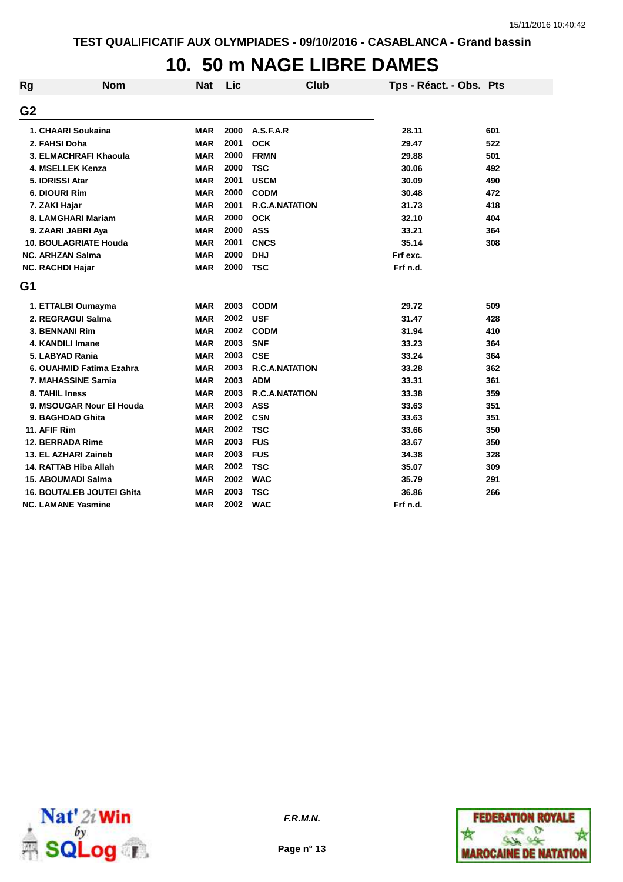TEST QUALIFICATIF AUX OLYMPIADES - 09/10/2016 - CASABLANCA - Grand bassin

# 10. 50 m NAGE LIBRE DAMES

| Rg | Nom | Nat | Lic | Club | Tps - Réact. - Obs. | Pts |
|---|---|---|---|---|---|---|
| **G2** | | | | | | |
| 1. | CHAARI Soukaina | MAR | 2000 | A.S.F.A.R | 28.11 | 601 |
| 2. | FAHSI Doha | MAR | 2001 | OCK | 29.47 | 522 |
| 3. | ELMACHRAFI Khaoula | MAR | 2000 | FRMN | 29.88 | 501 |
| 4. | MSELLEK Kenza | MAR | 2000 | TSC | 30.06 | 492 |
| 5. | IDRISSI Atar | MAR | 2001 | USCM | 30.09 | 490 |
| 6. | DIOURI Rim | MAR | 2000 | CODM | 30.48 | 472 |
| 7. | ZAKI Hajar | MAR | 2001 | R.C.A.NATATION | 31.73 | 418 |
| 8. | LAMGHARI Mariam | MAR | 2000 | OCK | 32.10 | 404 |
| 9. | ZAARI JABRI Aya | MAR | 2000 | ASS | 33.21 | 364 |
| 10. | BOULAGRIATE Houda | MAR | 2001 | CNCS | 35.14 | 308 |
| NC. | ARHZAN Salma | MAR | 2000 | DHJ | Frf exc. | |
| NC. | RACHDI Hajar | MAR | 2000 | TSC | Frf n.d. | |
| **G1** | | | | | | |
| 1. | ETTALBI Oumayma | MAR | 2003 | CODM | 29.72 | 509 |
| 2. | REGRAGUI Salma | MAR | 2002 | USF | 31.47 | 428 |
| 3. | BENNANI Rim | MAR | 2002 | CODM | 31.94 | 410 |
| 4. | KANDILI Imane | MAR | 2003 | SNF | 33.23 | 364 |
| 5. | LABYAD Rania | MAR | 2003 | CSE | 33.24 | 364 |
| 6. | OUAHMID Fatima Ezahra | MAR | 2003 | R.C.A.NATATION | 33.28 | 362 |
| 7. | MAHASSINE Samia | MAR | 2003 | ADM | 33.31 | 361 |
| 8. | TAHIL Iness | MAR | 2003 | R.C.A.NATATION | 33.38 | 359 |
| 9. | MSOUGAR Nour El Houda | MAR | 2003 | ASS | 33.63 | 351 |
| 9. | BAGHDAD Ghita | MAR | 2002 | CSN | 33.63 | 351 |
| 11. | AFIF Rim | MAR | 2002 | TSC | 33.66 | 350 |
| 12. | BERRADA Rime | MAR | 2003 | FUS | 33.67 | 350 |
| 13. | EL AZHARI Zaineb | MAR | 2003 | FUS | 34.38 | 328 |
| 14. | RATTAB Hiba Allah | MAR | 2002 | TSC | 35.07 | 309 |
| 15. | ABOUMADI Salma | MAR | 2002 | WAC | 35.79 | 291 |
| 16. | BOUTALEB JOUTEI Ghita | MAR | 2003 | TSC | 36.86 | 266 |
| NC. | LAMANE Yasmine | MAR | 2002 | WAC | Frf n.d. | |

*F.R.M.N.*